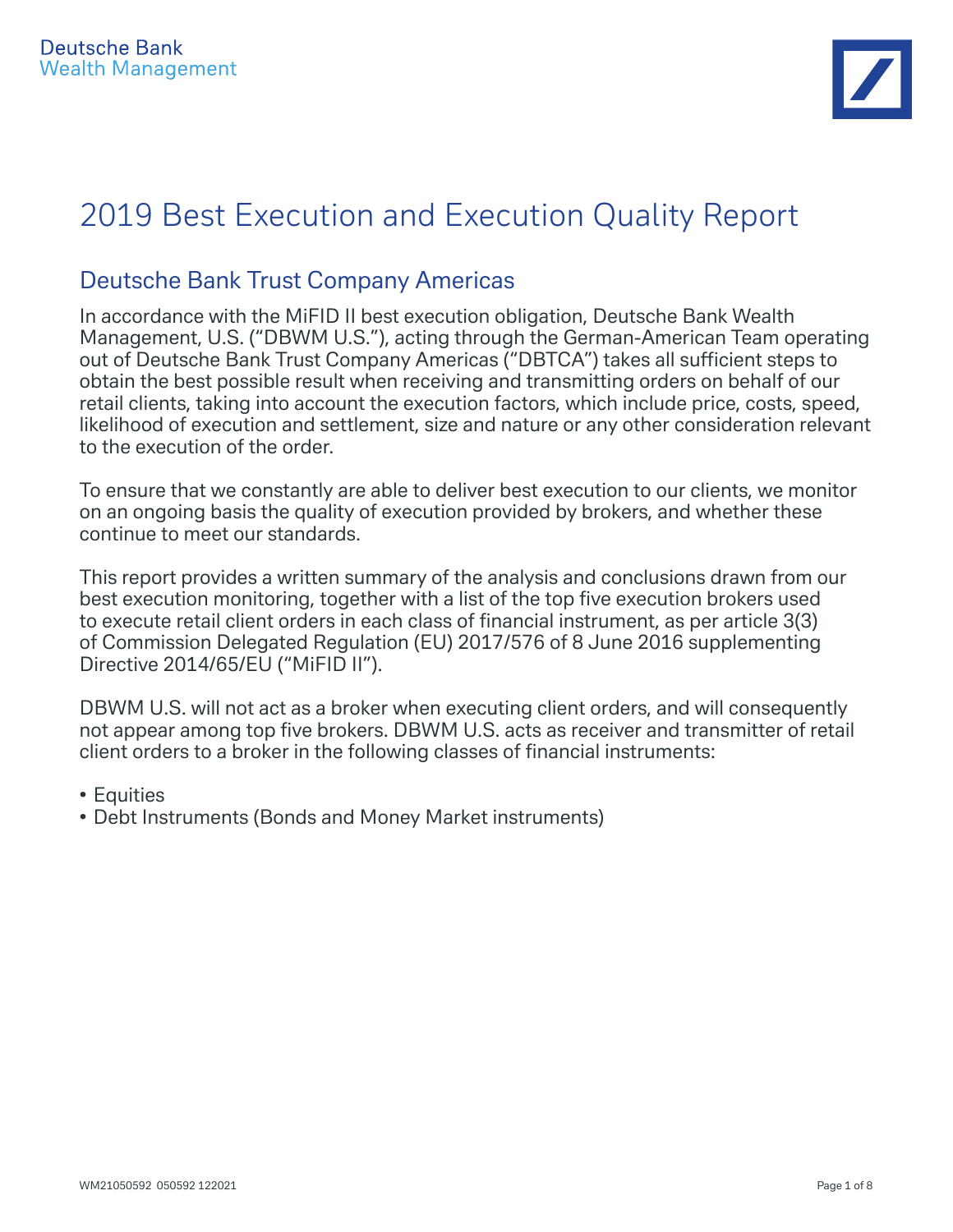Deutsche Bank
Wealth Management

# 2019 Best Execution and Execution Quality Report

## Deutsche Bank Trust Company Americas

In accordance with the MiFID II best execution obligation, Deutsche Bank Wealth Management, U.S. ("DBWM U.S."), acting through the German-American Team operating out of Deutsche Bank Trust Company Americas ("DBTCA") takes all sufficient steps to obtain the best possible result when receiving and transmitting orders on behalf of our retail clients, taking into account the execution factors, which include price, costs, speed, likelihood of execution and settlement, size and nature or any other consideration relevant to the execution of the order.

To ensure that we constantly are able to deliver best execution to our clients, we monitor on an ongoing basis the quality of execution provided by brokers, and whether these continue to meet our standards.

This report provides a written summary of the analysis and conclusions drawn from our best execution monitoring, together with a list of the top five execution brokers used to execute retail client orders in each class of financial instrument, as per article 3(3) of Commission Delegated Regulation (EU) 2017/576 of 8 June 2016 supplementing Directive 2014/65/EU ("MiFID II").

DBWM U.S. will not act as a broker when executing client orders, and will consequently not appear among top five brokers. DBWM U.S. acts as receiver and transmitter of retail client orders to a broker in the following classes of financial instruments:

- Equities
- Debt Instruments (Bonds and Money Market instruments)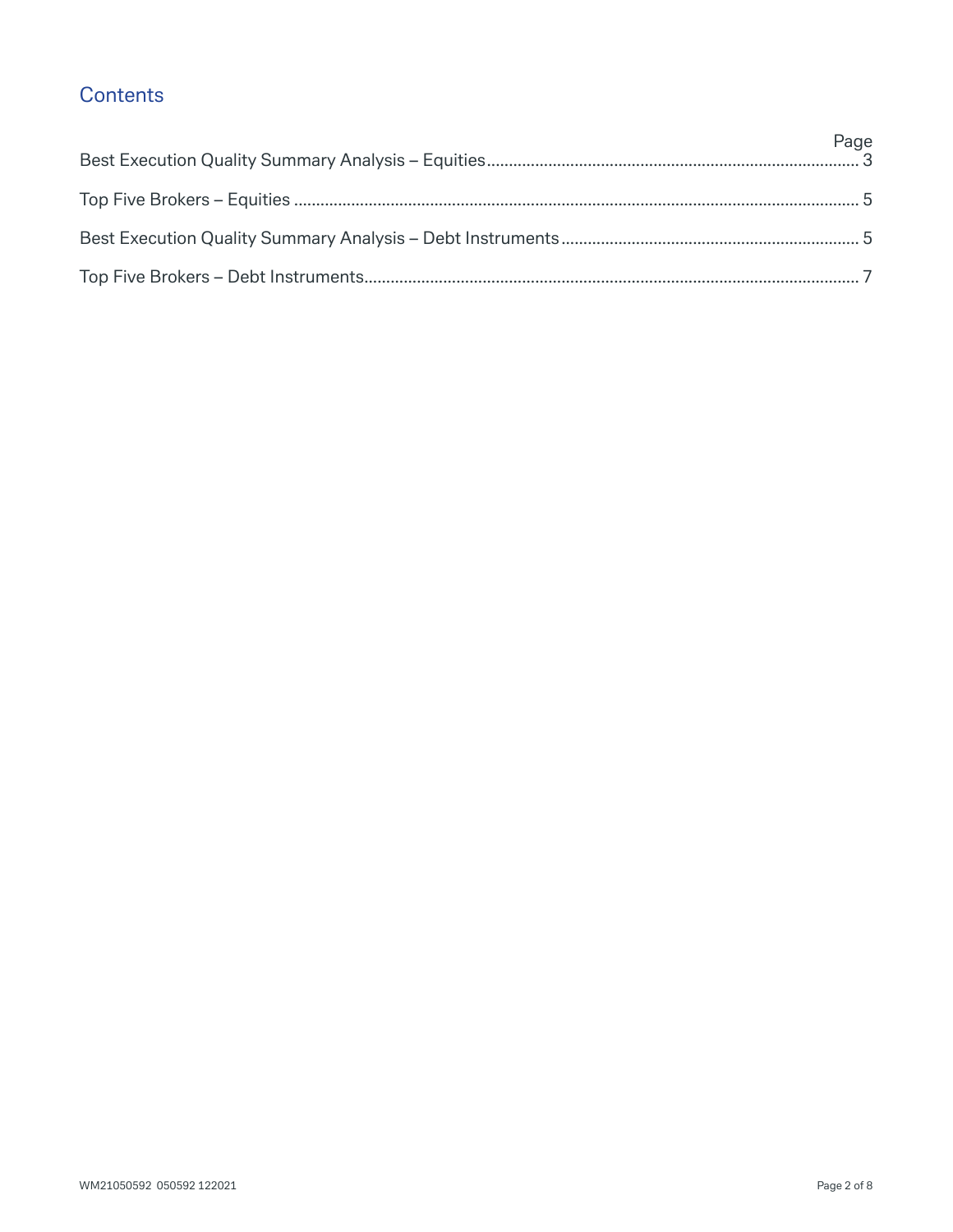## Contents

| | Page |
|---|---|
| Best Execution Quality Summary Analysis – Equities | 3 |
| Top Five Brokers – Equities | 5 |
| Best Execution Quality Summary Analysis – Debt Instruments | 5 |
| Top Five Brokers – Debt Instruments | 7 |

WM21050592 050592 122021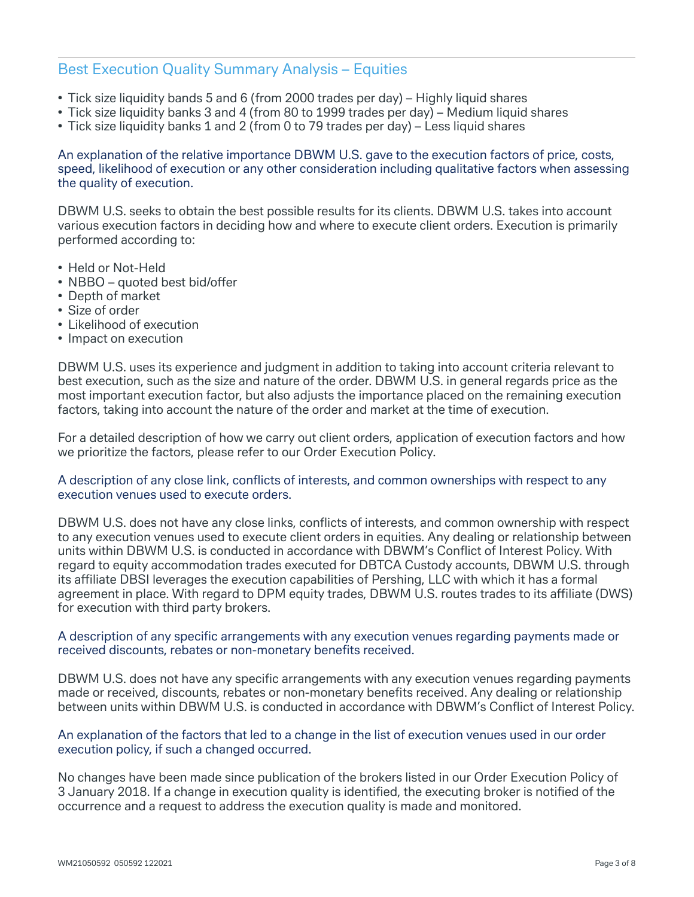## Best Execution Quality Summary Analysis – Equities

- Tick size liquidity bands 5 and 6 (from 2000 trades per day) – Highly liquid shares
- Tick size liquidity banks 3 and 4 (from 80 to 1999 trades per day) – Medium liquid shares
- Tick size liquidity banks 1 and 2 (from 0 to 79 trades per day) – Less liquid shares

### An explanation of the relative importance DBWM U.S. gave to the execution factors of price, costs, speed, likelihood of execution or any other consideration including qualitative factors when assessing the quality of execution.

DBWM U.S. seeks to obtain the best possible results for its clients. DBWM U.S. takes into account various execution factors in deciding how and where to execute client orders. Execution is primarily performed according to:

- Held or Not-Held
- NBBO – quoted best bid/offer
- Depth of market
- Size of order
- Likelihood of execution
- Impact on execution

DBWM U.S. uses its experience and judgment in addition to taking into account criteria relevant to best execution, such as the size and nature of the order. DBWM U.S. in general regards price as the most important execution factor, but also adjusts the importance placed on the remaining execution factors, taking into account the nature of the order and market at the time of execution.

For a detailed description of how we carry out client orders, application of execution factors and how we prioritize the factors, please refer to our Order Execution Policy.

### A description of any close link, conflicts of interests, and common ownerships with respect to any execution venues used to execute orders.

DBWM U.S. does not have any close links, conflicts of interests, and common ownership with respect to any execution venues used to execute client orders in equities. Any dealing or relationship between units within DBWM U.S. is conducted in accordance with DBWM's Conflict of Interest Policy. With regard to equity accommodation trades executed for DBTCA Custody accounts, DBWM U.S. through its affiliate DBSI leverages the execution capabilities of Pershing, LLC with which it has a formal agreement in place. With regard to DPM equity trades, DBWM U.S. routes trades to its affiliate (DWS) for execution with third party brokers.

### A description of any specific arrangements with any execution venues regarding payments made or received discounts, rebates or non-monetary benefits received.

DBWM U.S. does not have any specific arrangements with any execution venues regarding payments made or received, discounts, rebates or non-monetary benefits received. Any dealing or relationship between units within DBWM U.S. is conducted in accordance with DBWM's Conflict of Interest Policy.

### An explanation of the factors that led to a change in the list of execution venues used in our order execution policy, if such a changed occurred.

No changes have been made since publication of the brokers listed in our Order Execution Policy of 3 January 2018. If a change in execution quality is identified, the executing broker is notified of the occurrence and a request to address the execution quality is made and monitored.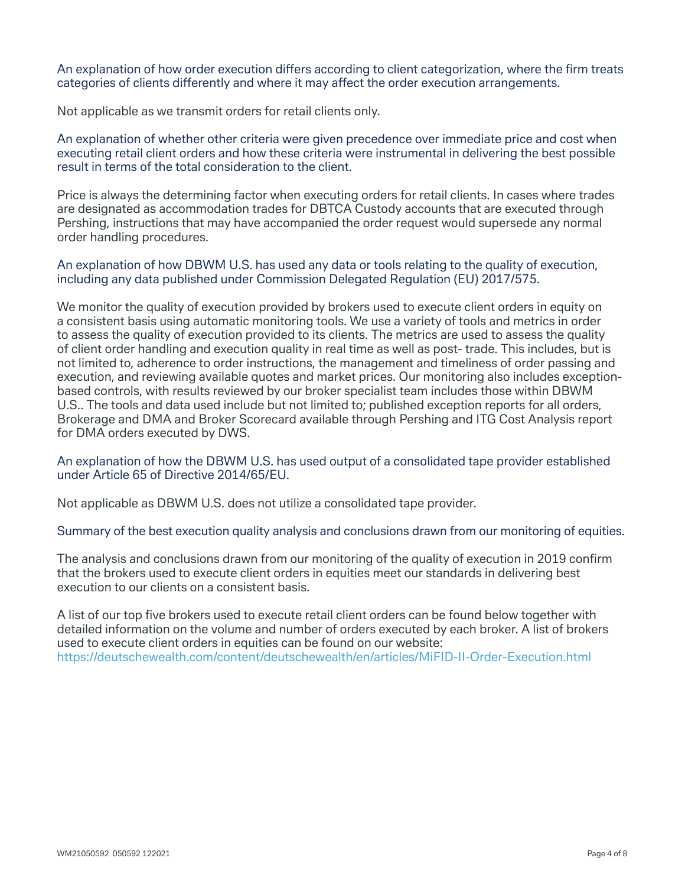### An explanation of how order execution differs according to client categorization, where the firm treats categories of clients differently and where it may affect the order execution arrangements.

Not applicable as we transmit orders for retail clients only.

### An explanation of whether other criteria were given precedence over immediate price and cost when executing retail client orders and how these criteria were instrumental in delivering the best possible result in terms of the total consideration to the client.

Price is always the determining factor when executing orders for retail clients. In cases where trades are designated as accommodation trades for DBTCA Custody accounts that are executed through Pershing, instructions that may have accompanied the order request would supersede any normal order handling procedures.

### An explanation of how DBWM U.S. has used any data or tools relating to the quality of execution, including any data published under Commission Delegated Regulation (EU) 2017/575.

We monitor the quality of execution provided by brokers used to execute client orders in equity on a consistent basis using automatic monitoring tools. We use a variety of tools and metrics in order to assess the quality of execution provided to its clients. The metrics are used to assess the quality of client order handling and execution quality in real time as well as post- trade. This includes, but is not limited to, adherence to order instructions, the management and timeliness of order passing and execution, and reviewing available quotes and market prices. Our monitoring also includes exception-based controls, with results reviewed by our broker specialist team includes those within DBWM U.S.. The tools and data used include but not limited to; published exception reports for all orders, Brokerage and DMA and Broker Scorecard available through Pershing and ITG Cost Analysis report for DMA orders executed by DWS.

### An explanation of how the DBWM U.S. has used output of a consolidated tape provider established under Article 65 of Directive 2014/65/EU.

Not applicable as DBWM U.S. does not utilize a consolidated tape provider.

### Summary of the best execution quality analysis and conclusions drawn from our monitoring of equities.

The analysis and conclusions drawn from our monitoring of the quality of execution in 2019 confirm that the brokers used to execute client orders in equities meet our standards in delivering best execution to our clients on a consistent basis.

A list of our top five brokers used to execute retail client orders can be found below together with detailed information on the volume and number of orders executed by each broker. A list of brokers used to execute client orders in equities can be found on our website:
https://deutschewealth.com/content/deutschewealth/en/articles/MiFID-II-Order-Execution.html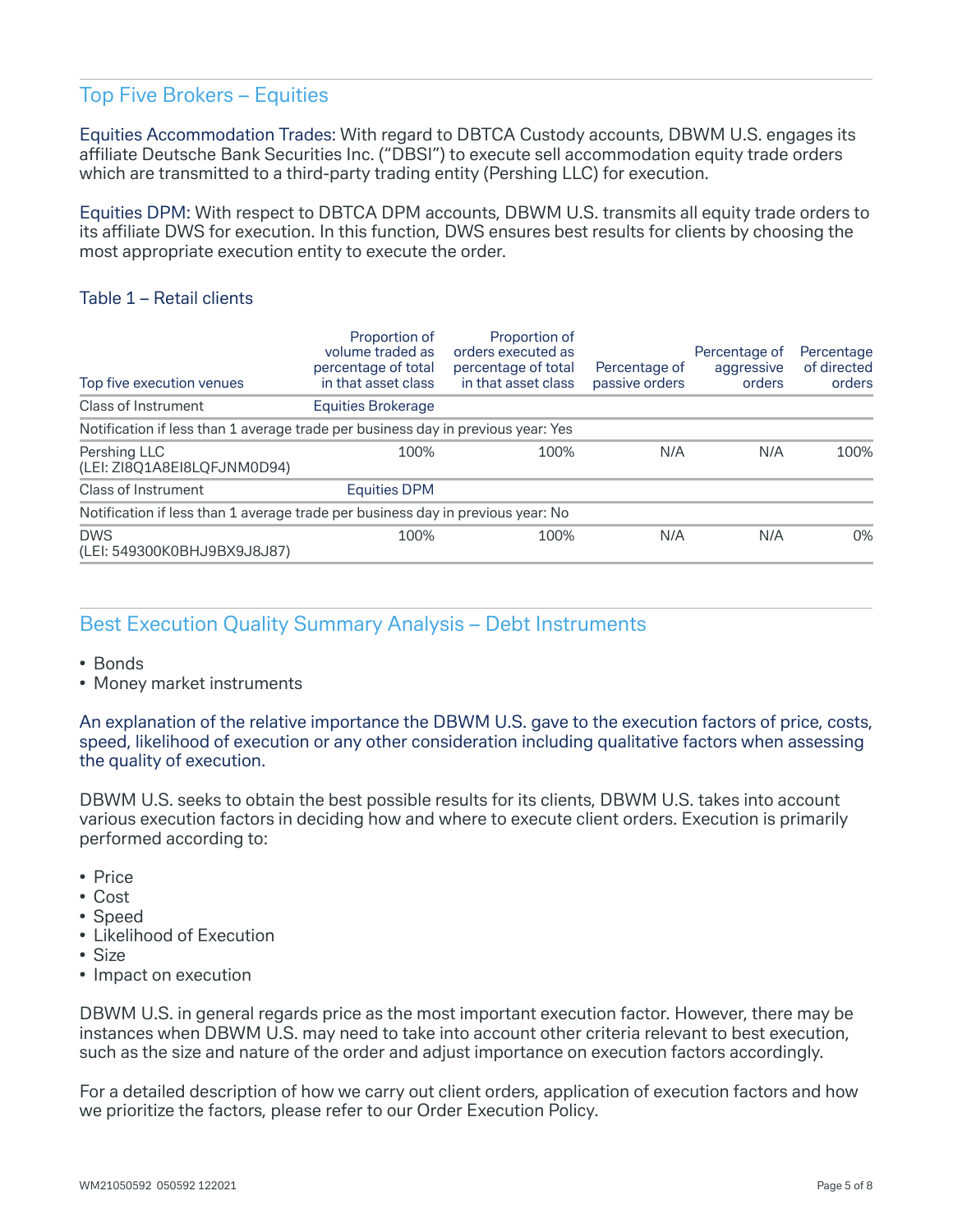## Top Five Brokers – Equities

Equities Accommodation Trades: With regard to DBTCA Custody accounts, DBWM U.S. engages its affiliate Deutsche Bank Securities Inc. ("DBSI") to execute sell accommodation equity trade orders which are transmitted to a third-party trading entity (Pershing LLC) for execution.

Equities DPM: With respect to DBTCA DPM accounts, DBWM U.S. transmits all equity trade orders to its affiliate DWS for execution. In this function, DWS ensures best results for clients by choosing the most appropriate execution entity to execute the order.

### Table 1 – Retail clients

| Top five execution venues | Proportion of volume traded as percentage of total in that asset class | Proportion of orders executed as percentage of total in that asset class | Percentage of passive orders | Percentage of aggressive orders | Percentage of directed orders |
|---|---|---|---|---|---|
| Class of Instrument | Equities Brokerage | | | | |
| Notification if less than 1 average trade per business day in previous year: Yes | | | | | |
| Pershing LLC (LEI: ZI8Q1A8EI8LQFJNM0D94) | 100% | 100% | N/A | N/A | 100% |
| Class of Instrument | Equities DPM | | | | |
| Notification if less than 1 average trade per business day in previous year: No | | | | | |
| DWS (LEI: 549300K0BHJ9BX9J8J87) | 100% | 100% | N/A | N/A | 0% |

## Best Execution Quality Summary Analysis – Debt Instruments

- Bonds
- Money market instruments

An explanation of the relative importance the DBWM U.S. gave to the execution factors of price, costs, speed, likelihood of execution or any other consideration including qualitative factors when assessing the quality of execution.

DBWM U.S. seeks to obtain the best possible results for its clients, DBWM U.S. takes into account various execution factors in deciding how and where to execute client orders. Execution is primarily performed according to:

- Price
- Cost
- Speed
- Likelihood of Execution
- Size
- Impact on execution

DBWM U.S. in general regards price as the most important execution factor. However, there may be instances when DBWM U.S. may need to take into account other criteria relevant to best execution, such as the size and nature of the order and adjust importance on execution factors accordingly.

For a detailed description of how we carry out client orders, application of execution factors and how we prioritize the factors, please refer to our Order Execution Policy.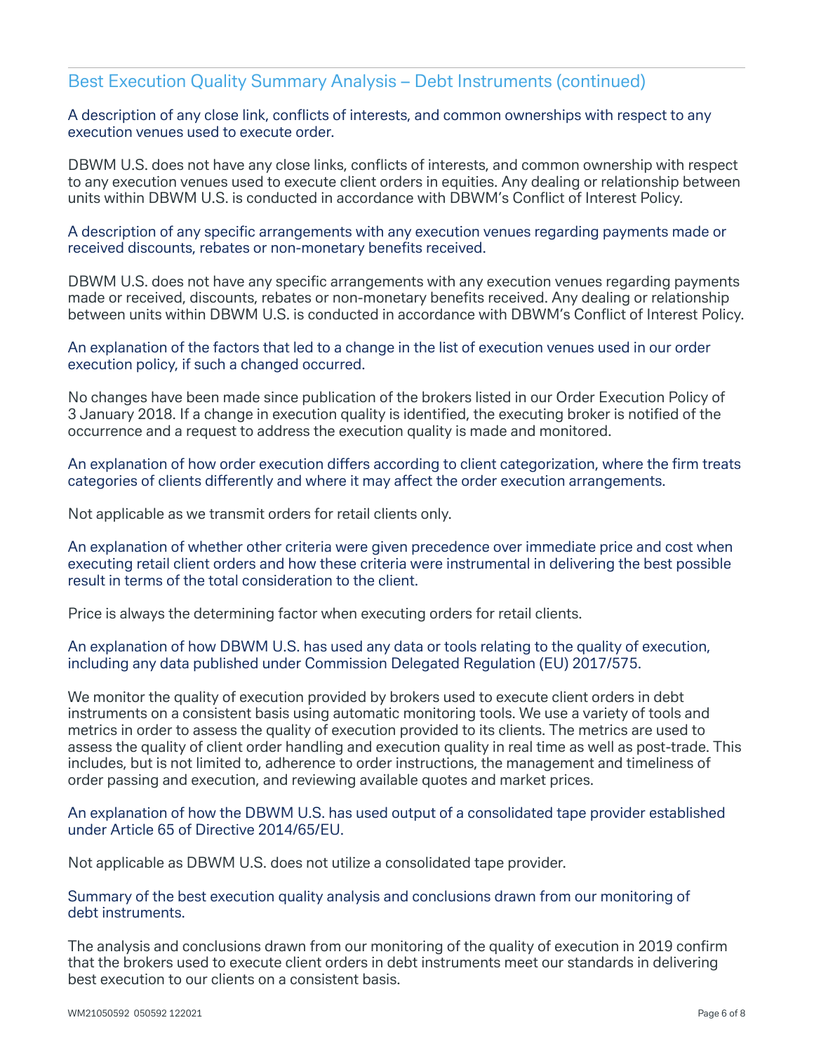## Best Execution Quality Summary Analysis – Debt Instruments (continued)

### A description of any close link, conflicts of interests, and common ownerships with respect to any execution venues used to execute order.

DBWM U.S. does not have any close links, conflicts of interests, and common ownership with respect to any execution venues used to execute client orders in equities. Any dealing or relationship between units within DBWM U.S. is conducted in accordance with DBWM's Conflict of Interest Policy.

### A description of any specific arrangements with any execution venues regarding payments made or received discounts, rebates or non-monetary benefits received.

DBWM U.S. does not have any specific arrangements with any execution venues regarding payments made or received, discounts, rebates or non-monetary benefits received. Any dealing or relationship between units within DBWM U.S. is conducted in accordance with DBWM's Conflict of Interest Policy.

### An explanation of the factors that led to a change in the list of execution venues used in our order execution policy, if such a changed occurred.

No changes have been made since publication of the brokers listed in our Order Execution Policy of 3 January 2018. If a change in execution quality is identified, the executing broker is notified of the occurrence and a request to address the execution quality is made and monitored.

### An explanation of how order execution differs according to client categorization, where the firm treats categories of clients differently and where it may affect the order execution arrangements.

Not applicable as we transmit orders for retail clients only.

### An explanation of whether other criteria were given precedence over immediate price and cost when executing retail client orders and how these criteria were instrumental in delivering the best possible result in terms of the total consideration to the client.

Price is always the determining factor when executing orders for retail clients.

### An explanation of how DBWM U.S. has used any data or tools relating to the quality of execution, including any data published under Commission Delegated Regulation (EU) 2017/575.

We monitor the quality of execution provided by brokers used to execute client orders in debt instruments on a consistent basis using automatic monitoring tools. We use a variety of tools and metrics in order to assess the quality of execution provided to its clients. The metrics are used to assess the quality of client order handling and execution quality in real time as well as post-trade. This includes, but is not limited to, adherence to order instructions, the management and timeliness of order passing and execution, and reviewing available quotes and market prices.

### An explanation of how the DBWM U.S. has used output of a consolidated tape provider established under Article 65 of Directive 2014/65/EU.

Not applicable as DBWM U.S. does not utilize a consolidated tape provider.

### Summary of the best execution quality analysis and conclusions drawn from our monitoring of debt instruments.

The analysis and conclusions drawn from our monitoring of the quality of execution in 2019 confirm that the brokers used to execute client orders in debt instruments meet our standards in delivering best execution to our clients on a consistent basis.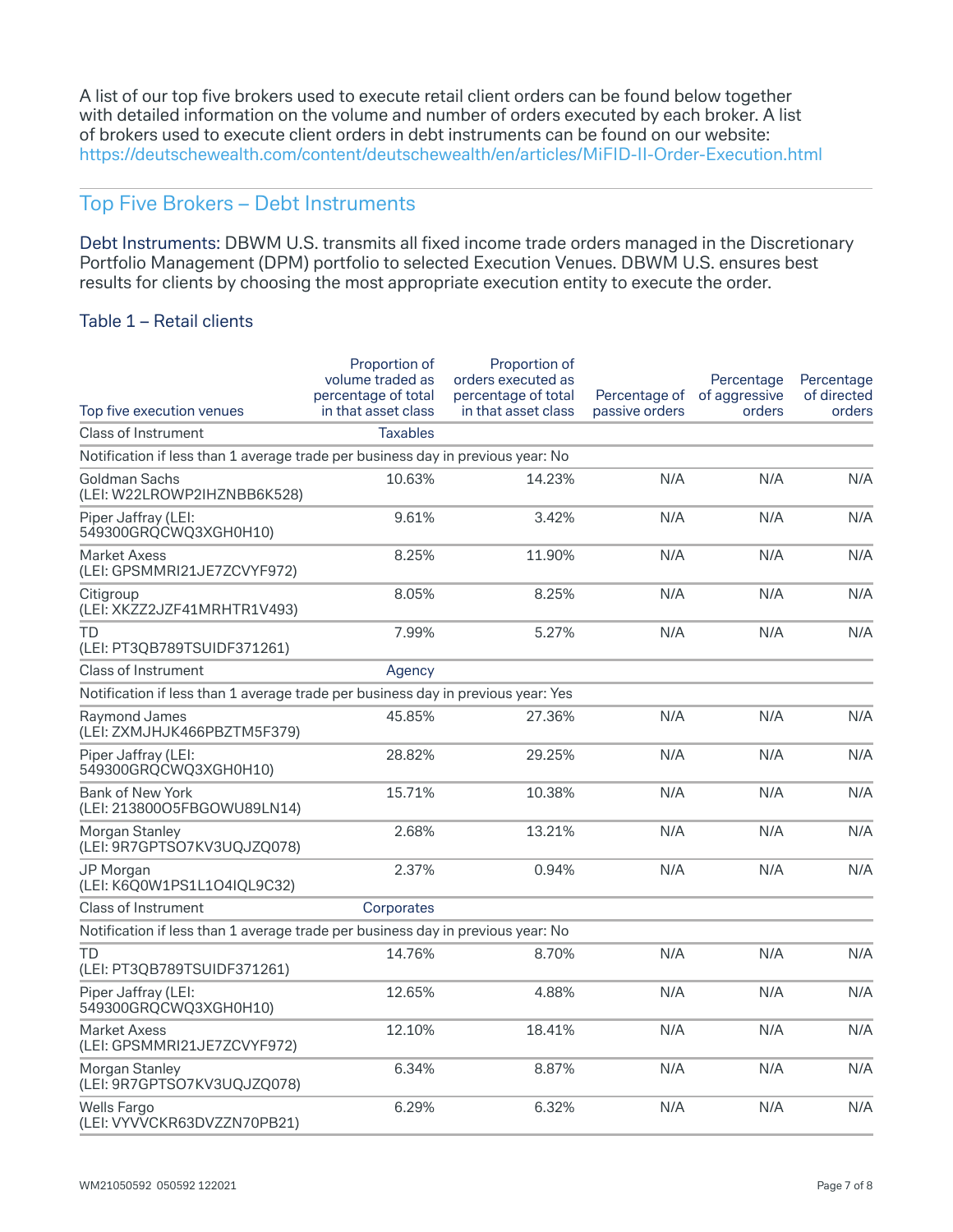A list of our top five brokers used to execute retail client orders can be found below together with detailed information on the volume and number of orders executed by each broker. A list of brokers used to execute client orders in debt instruments can be found on our website: https://deutschewealth.com/content/deutschewealth/en/articles/MiFID-II-Order-Execution.html

## Top Five Brokers – Debt Instruments

Debt Instruments: DBWM U.S. transmits all fixed income trade orders managed in the Discretionary Portfolio Management (DPM) portfolio to selected Execution Venues. DBWM U.S. ensures best results for clients by choosing the most appropriate execution entity to execute the order.

### Table 1 – Retail clients

| Top five execution venues | Proportion of volume traded as percentage of total in that asset class | Proportion of orders executed as percentage of total in that asset class | Percentage of passive orders | Percentage of aggressive orders | Percentage of directed orders |
|---|---|---|---|---|---|
| Class of Instrument | Taxables | | | | |
| Notification if less than 1 average trade per business day in previous year: No | | | | | |
| Goldman Sachs (LEI: W22LROWP2IHZNBB6K528) | 10.63% | 14.23% | N/A | N/A | N/A |
| Piper Jaffray (LEI: 549300GRQCWQ3XGH0H10) | 9.61% | 3.42% | N/A | N/A | N/A |
| Market Axess (LEI: GPSMMRI21JE7ZCVYF972) | 8.25% | 11.90% | N/A | N/A | N/A |
| Citigroup (LEI: XKZZ2JZF41MRHTR1V493) | 8.05% | 8.25% | N/A | N/A | N/A |
| TD (LEI: PT3QB789TSUIDF371261) | 7.99% | 5.27% | N/A | N/A | N/A |
| Class of Instrument | Agency | | | | |
| Notification if less than 1 average trade per business day in previous year: Yes | | | | | |
| Raymond James (LEI: ZXMJHJK466PBZTM5F379) | 45.85% | 27.36% | N/A | N/A | N/A |
| Piper Jaffray (LEI: 549300GRQCWQ3XGH0H10) | 28.82% | 29.25% | N/A | N/A | N/A |
| Bank of New York (LEI: 213800O5FBGOWU89LN14) | 15.71% | 10.38% | N/A | N/A | N/A |
| Morgan Stanley (LEI: 9R7GPTSO7KV3UQJZQ078) | 2.68% | 13.21% | N/A | N/A | N/A |
| JP Morgan (LEI: K6Q0W1PS1L1O4IQL9C32) | 2.37% | 0.94% | N/A | N/A | N/A |
| Class of Instrument | Corporates | | | | |
| Notification if less than 1 average trade per business day in previous year: No | | | | | |
| TD (LEI: PT3QB789TSUIDF371261) | 14.76% | 8.70% | N/A | N/A | N/A |
| Piper Jaffray (LEI: 549300GRQCWQ3XGH0H10) | 12.65% | 4.88% | N/A | N/A | N/A |
| Market Axess (LEI: GPSMMRI21JE7ZCVYF972) | 12.10% | 18.41% | N/A | N/A | N/A |
| Morgan Stanley (LEI: 9R7GPTSO7KV3UQJZQ078) | 6.34% | 8.87% | N/A | N/A | N/A |
| Wells Fargo (LEI: VYVVCKR63DVZZN70PB21) | 6.29% | 6.32% | N/A | N/A | N/A |

WM21050592 050592 122021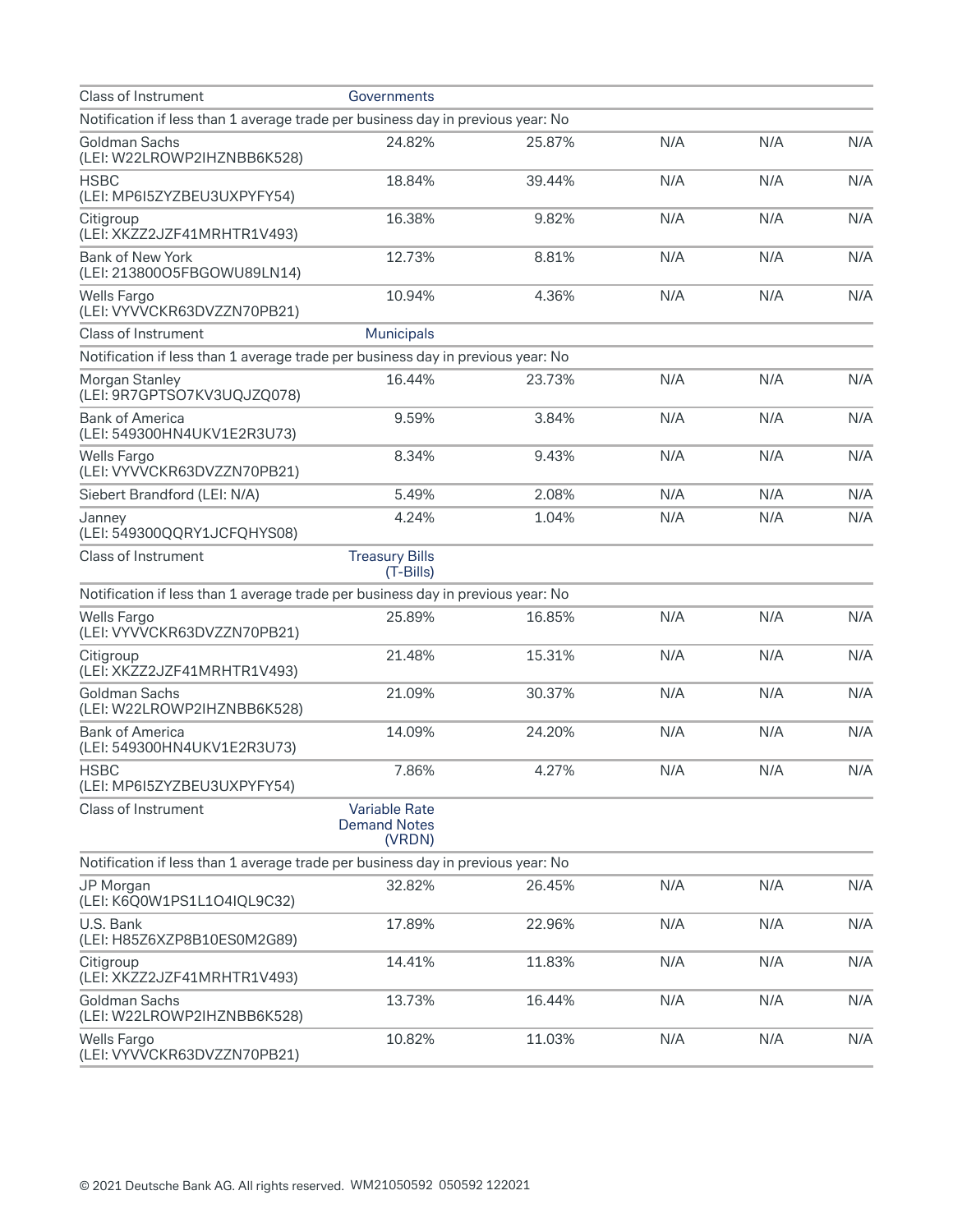| | | | | | |
|---|---|---|---|---|---|
| Class of Instrument | Governments | | | | |
| Notification if less than 1 average trade per business day in previous year: No | | | | | |
| Goldman Sachs (LEI: W22LROWP2IHZNBB6K528) | 24.82% | 25.87% | N/A | N/A | N/A |
| HSBC (LEI: MP6I5ZYZBEU3UXPYFY54) | 18.84% | 39.44% | N/A | N/A | N/A |
| Citigroup (LEI: XKZZ2JZF41MRHTR1V493) | 16.38% | 9.82% | N/A | N/A | N/A |
| Bank of New York (LEI: 213800O5FBGOWU89LN14) | 12.73% | 8.81% | N/A | N/A | N/A |
| Wells Fargo (LEI: VYVVCKR63DVZZN70PB21) | 10.94% | 4.36% | N/A | N/A | N/A |
| Class of Instrument | Municipals | | | | |
| Notification if less than 1 average trade per business day in previous year: No | | | | | |
| Morgan Stanley (LEI: 9R7GPTSO7KV3UQJZQ078) | 16.44% | 23.73% | N/A | N/A | N/A |
| Bank of America (LEI: 549300HN4UKV1E2R3U73) | 9.59% | 3.84% | N/A | N/A | N/A |
| Wells Fargo (LEI: VYVVCKR63DVZZN70PB21) | 8.34% | 9.43% | N/A | N/A | N/A |
| Siebert Brandford (LEI: N/A) | 5.49% | 2.08% | N/A | N/A | N/A |
| Janney (LEI: 549300QQRY1JCFQHYS08) | 4.24% | 1.04% | N/A | N/A | N/A |
| Class of Instrument | Treasury Bills (T-Bills) | | | | |
| Notification if less than 1 average trade per business day in previous year: No | | | | | |
| Wells Fargo (LEI: VYVVCKR63DVZZN70PB21) | 25.89% | 16.85% | N/A | N/A | N/A |
| Citigroup (LEI: XKZZ2JZF41MRHTR1V493) | 21.48% | 15.31% | N/A | N/A | N/A |
| Goldman Sachs (LEI: W22LROWP2IHZNBB6K528) | 21.09% | 30.37% | N/A | N/A | N/A |
| Bank of America (LEI: 549300HN4UKV1E2R3U73) | 14.09% | 24.20% | N/A | N/A | N/A |
| HSBC (LEI: MP6I5ZYZBEU3UXPYFY54) | 7.86% | 4.27% | N/A | N/A | N/A |
| Class of Instrument | Variable Rate Demand Notes (VRDN) | | | | |
| Notification if less than 1 average trade per business day in previous year: No | | | | | |
| JP Morgan (LEI: K6Q0W1PS1L1O4IQL9C32) | 32.82% | 26.45% | N/A | N/A | N/A |
| U.S. Bank (LEI: H85Z6XZP8B10ES0M2G89) | 17.89% | 22.96% | N/A | N/A | N/A |
| Citigroup (LEI: XKZZ2JZF41MRHTR1V493) | 14.41% | 11.83% | N/A | N/A | N/A |
| Goldman Sachs (LEI: W22LROWP2IHZNBB6K528) | 13.73% | 16.44% | N/A | N/A | N/A |
| Wells Fargo (LEI: VYVVCKR63DVZZN70PB21) | 10.82% | 11.03% | N/A | N/A | N/A |

© 2021 Deutsche Bank AG. All rights reserved. WM21050592 050592 122021